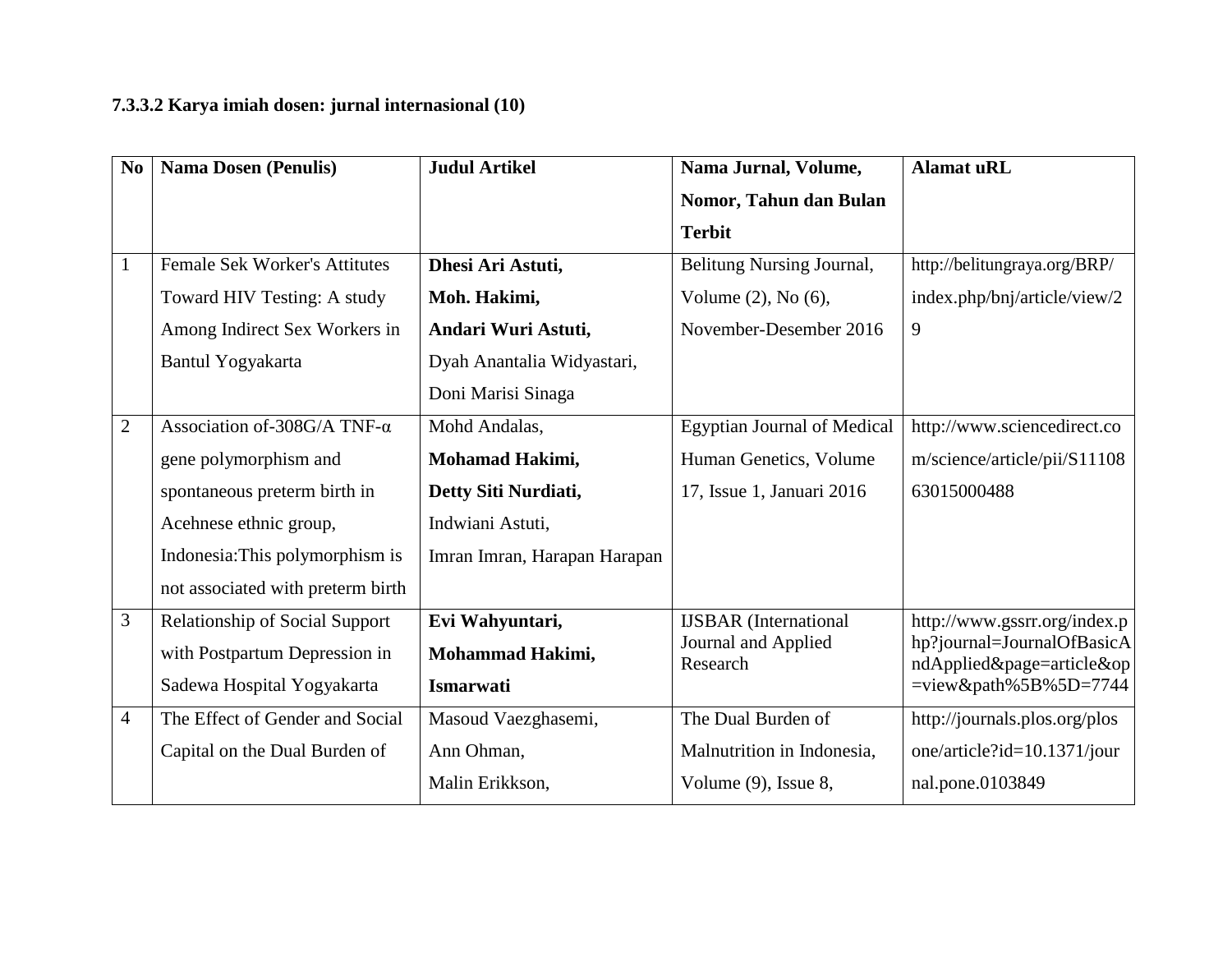**7.3.3.2 Karya imiah dosen: jurnal internasional (10)**

| No | Nama Dosen (Penulis) | Judul Artikel | Nama Jurnal, Volume, Nomor, Tahun dan Bulan Terbit | Alamat uRL |
|---|---|---|---|---|
| 1 | Female Sek Worker's Attitutes Toward HIV Testing: A study Among Indirect Sex Workers in Bantul Yogyakarta | **Dhesi Ari Astuti,** **Moh. Hakimi,** **Andari Wuri Astuti,** Dyah Anantalia Widyastari, Doni Marisi Sinaga | Belitung Nursing Journal, Volume (2), No (6), November-Desember 2016 | http://belitungraya.org/BRP/index.php/bnj/article/view/29 |
| 2 | Association of-308G/A TNF-α gene polymorphism and spontaneous preterm birth in Acehnese ethnic group, Indonesia:This polymorphism is not associated with preterm birth | Mohd Andalas, **Mohamad Hakimi,** **Detty Siti Nurdiati,** Indwiani Astuti, Imran Imran, Harapan Harapan | Egyptian Journal of Medical Human Genetics, Volume 17, Issue 1, Januari 2016 | http://www.sciencedirect.com/science/article/pii/S1110863015000488 |
| 3 | Relationship of Social Support with Postpartum Depression in Sadewa Hospital Yogyakarta | **Evi Wahyuntari,** **Mohammad Hakimi,** **Ismarwati** | IJSBAR (International Journal and Applied Research | http://www.gssrr.org/index.php?journal=JournalOfBasicAndApplied&page=article&op=view&path%5B%5D=7744 |
| 4 | The Effect of Gender and Social Capital on the Dual Burden of | Masoud Vaezghasemi, Ann Ohman, Malin Erikkson, | The Dual Burden of Malnutrition in Indonesia, Volume (9), Issue 8, | http://journals.plos.org/plosone/article?id=10.1371/journal.pone.0103849 |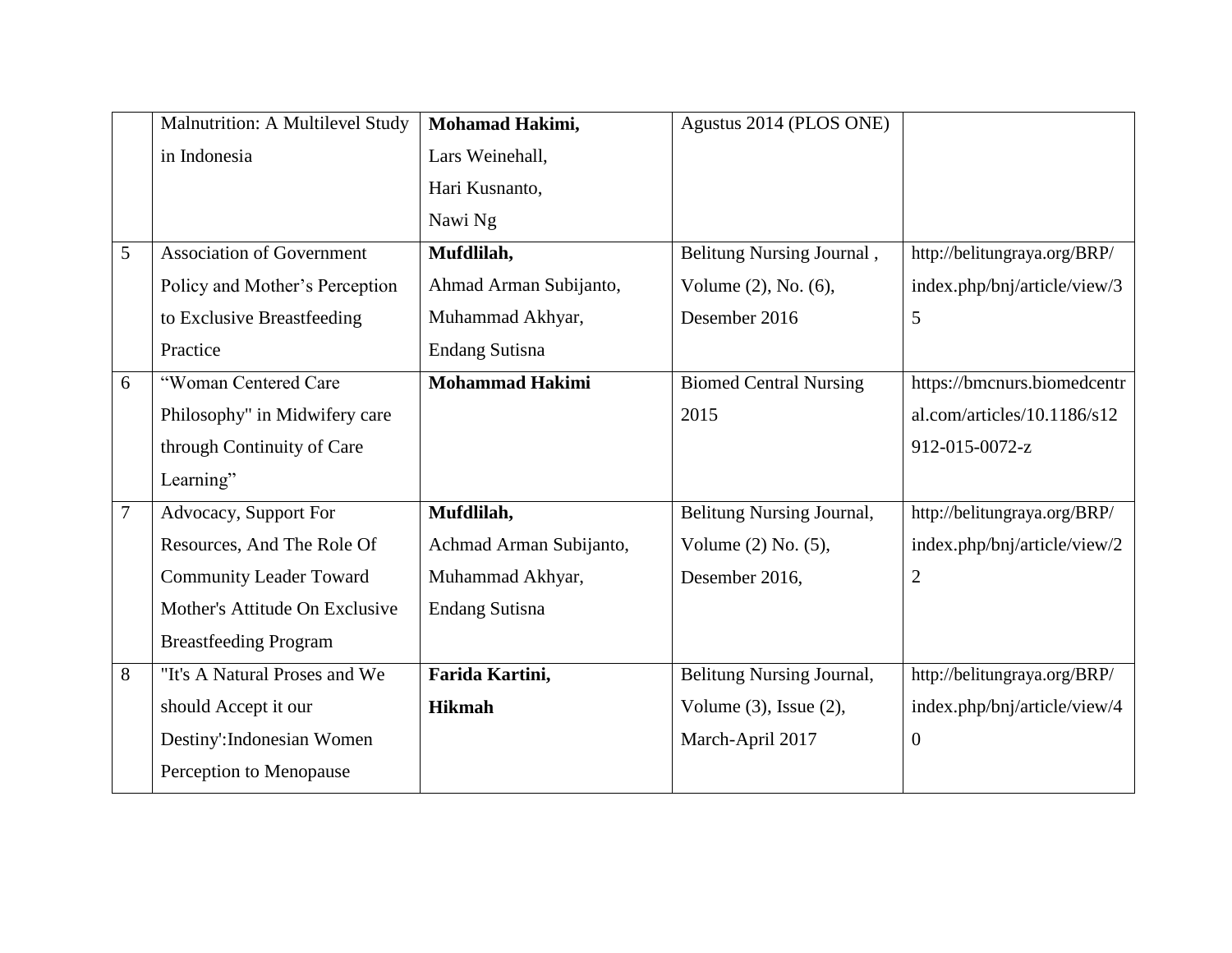|  |  |  |  |  |
| --- | --- | --- | --- | --- |
|  | Malnutrition: A Multilevel Study in Indonesia | **Mohamad Hakimi,** Lars Weinehall, Hari Kusnanto, Nawi Ng | Agustus 2014 (PLOS ONE) |  |
| 5 | Association of Government Policy and Mother's Perception to Exclusive Breastfeeding Practice | **Mufdlilah,** Ahmad Arman Subijanto, Muhammad Akhyar, Endang Sutisna | Belitung Nursing Journal , Volume (2), No. (6), Desember 2016 | http://belitungraya.org/BRP/index.php/bnj/article/view/35 |
| 6 | "Woman Centered Care Philosophy" in Midwifery care through Continuity of Care Learning" | **Mohammad Hakimi** | Biomed Central Nursing 2015 | https://bmcnurs.biomedcentral.com/articles/10.1186/s12912-015-0072-z |
| 7 | Advocacy, Support For Resources, And The Role Of Community Leader Toward Mother's Attitude On Exclusive Breastfeeding Program | **Mufdlilah,** Achmad Arman Subijanto, Muhammad Akhyar, Endang Sutisna | Belitung Nursing Journal, Volume (2) No. (5), Desember 2016, | http://belitungraya.org/BRP/index.php/bnj/article/view/22 |
| 8 | "It's A Natural Proses and We should Accept it our Destiny':Indonesian Women Perception to Menopause | **Farida Kartini,** **Hikmah** | Belitung Nursing Journal, Volume (3), Issue (2), March-April 2017 | http://belitungraya.org/BRP/index.php/bnj/article/view/40 |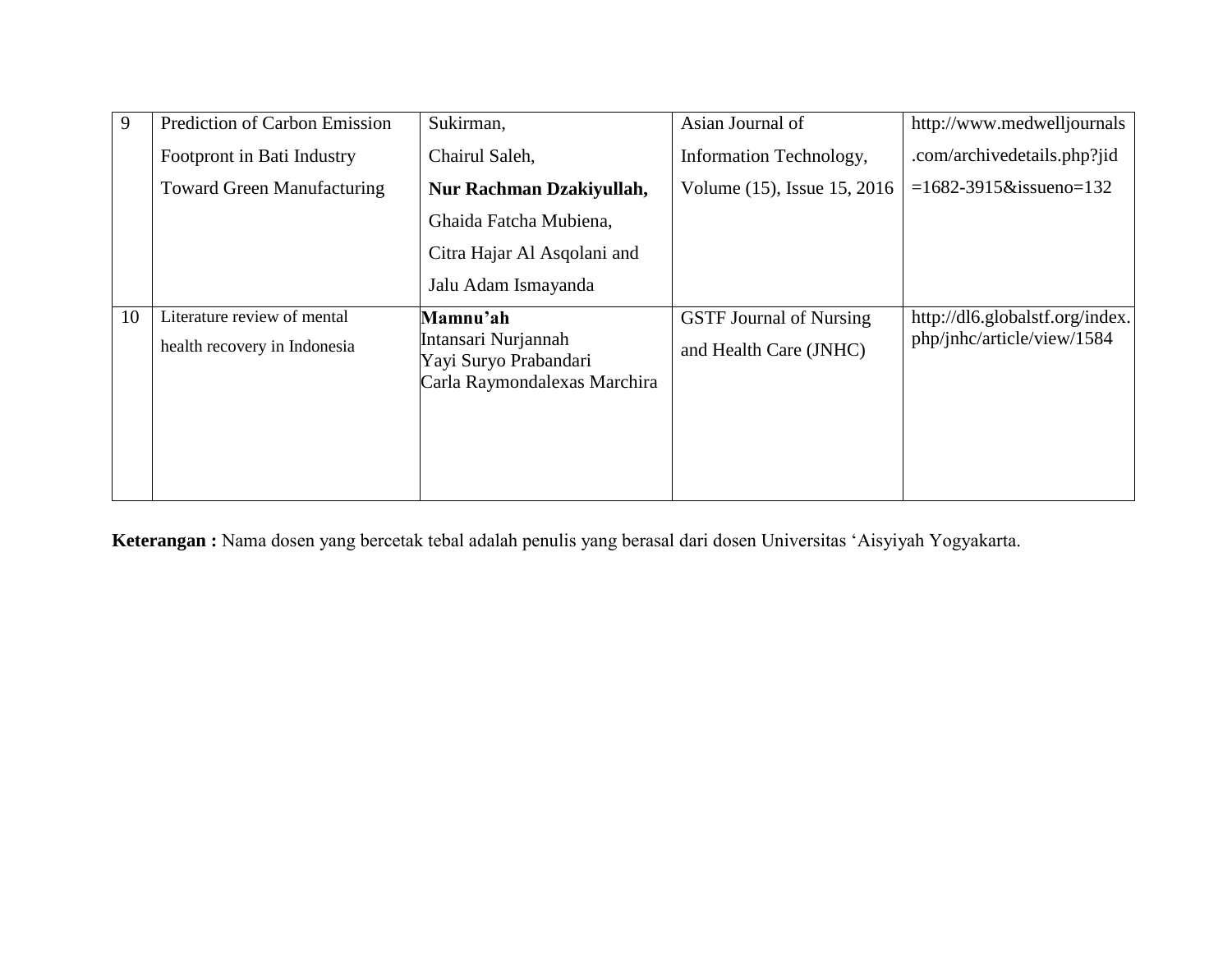| | | | | |
|---|---|---|---|---|
| 9 | Prediction of Carbon Emission Footpront in Bati Industry Toward Green Manufacturing | Sukirman, Chairul Saleh, **Nur Rachman Dzakiyullah,** Ghaida Fatcha Mubiena, Citra Hajar Al Asqolani and Jalu Adam Ismayanda | Asian Journal of Information Technology, Volume (15), Issue 15, 2016 | http://www.medwelljournals.com/archivedetails.php?jid=1682-3915&issueno=132 |
| 10 | Literature review of mental health recovery in Indonesia | **Mamnu'ah** Intansari Nurjannah Yayi Suryo Prabandari Carla Raymondalexas Marchira | GSTF Journal of Nursing and Health Care (JNHC) | http://dl6.globalstf.org/index.php/jnhc/article/view/1584 |

**Keterangan :** Nama dosen yang bercetak tebal adalah penulis yang berasal dari dosen Universitas 'Aisyiyah Yogyakarta.